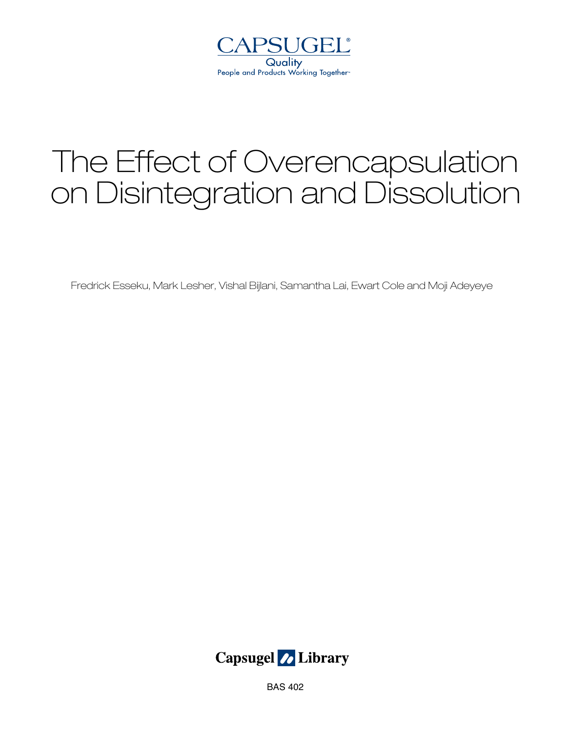CAPSUGEL®

Quality

People and Products Working Together™

# The Effect of Overencapsulation on Disintegration and Dissolution

Fredrick Esseku, Mark Lesher, Vishal Bijlani, Samantha Lai, Ewart Cole and Moji Adeyeye

Capsugel Library

BAS 402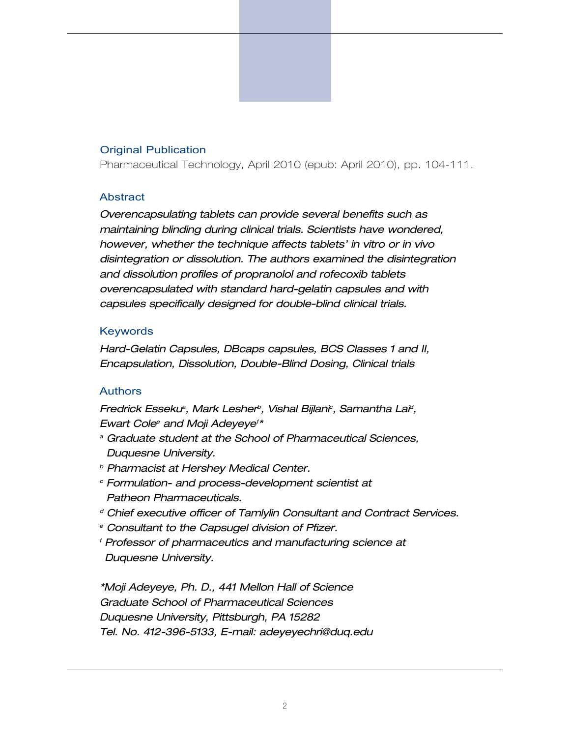## Original Publication

Pharmaceutical Technology, April 2010 (epub: April 2010), pp. 104-111.

## Abstract

*Overencapsulating tablets can provide several benefits such as maintaining blinding during clinical trials. Scientists have wondered, however, whether the technique affects tablets' in vitro or in vivo disintegration or dissolution. The authors examined the disintegration and dissolution profiles of propranolol and rofecoxib tablets overencapsulated with standard hard-gelatin capsules and with capsules specifically designed for double-blind clinical trials.*

## Keywords

*Hard-Gelatin Capsules, DBcaps capsules, BCS Classes 1 and II, Encapsulation, Dissolution, Double-Blind Dosing, Clinical trials*

## Authors

*Fredrick Esseku[a], Mark Lesher[b], Vishal Bijlani[c], Samantha Lai[d], Ewart Cole[e] and Moji Adeyeye[f]**

*[a] Graduate student at the School of Pharmaceutical Sciences, Duquesne University.*

*[b] Pharmacist at Hershey Medical Center.*

*[c] Formulation- and process-development scientist at Patheon Pharmaceuticals.*

*[d] Chief executive officer of Tamlylin Consultant and Contract Services.*

*[e] Consultant to the Capsugel division of Pfizer.*

*[f] Professor of pharmaceutics and manufacturing science at Duquesne University.*

**Moji Adeyeye, Ph. D., 441 Mellon Hall of Science*
*Graduate School of Pharmaceutical Sciences*
*Duquesne University, Pittsburgh, PA 15282*
*Tel. No. 412-396-5133, E-mail: adeyeyechri@duq.edu*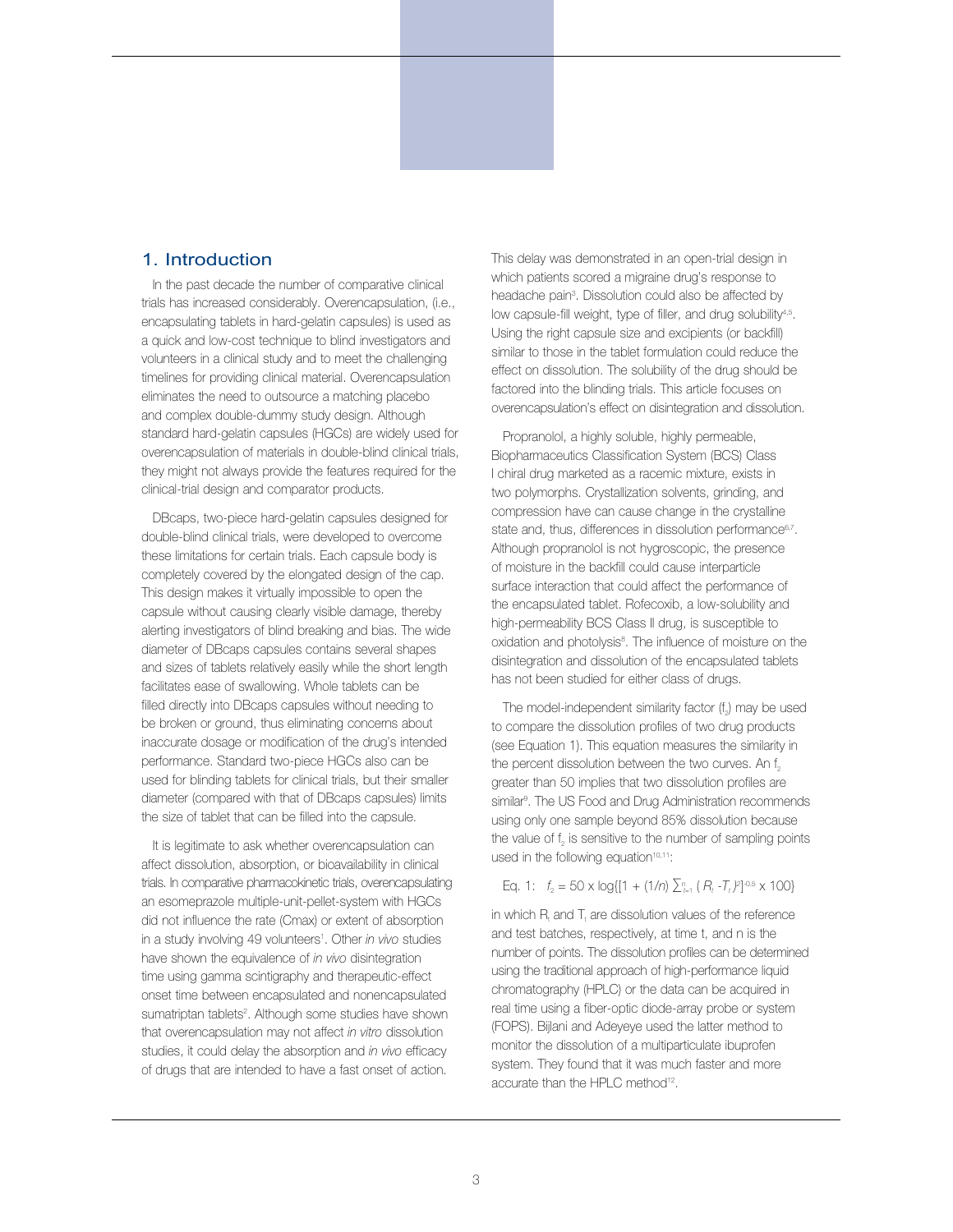## 1. Introduction

In the past decade the number of comparative clinical trials has increased considerably. Overencapsulation, (i.e., encapsulating tablets in hard-gelatin capsules) is used as a quick and low-cost technique to blind investigators and volunteers in a clinical study and to meet the challenging timelines for providing clinical material. Overencapsulation eliminates the need to outsource a matching placebo and complex double-dummy study design. Although standard hard-gelatin capsules (HGCs) are widely used for overencapsulation of materials in double-blind clinical trials, they might not always provide the features required for the clinical-trial design and comparator products.

DBcaps, two-piece hard-gelatin capsules designed for double-blind clinical trials, were developed to overcome these limitations for certain trials. Each capsule body is completely covered by the elongated design of the cap. This design makes it virtually impossible to open the capsule without causing clearly visible damage, thereby alerting investigators of blind breaking and bias. The wide diameter of DBcaps capsules contains several shapes and sizes of tablets relatively easily while the short length facilitates ease of swallowing. Whole tablets can be filled directly into DBcaps capsules without needing to be broken or ground, thus eliminating concerns about inaccurate dosage or modification of the drug's intended performance. Standard two-piece HGCs also can be used for blinding tablets for clinical trials, but their smaller diameter (compared with that of DBcaps capsules) limits the size of tablet that can be filled into the capsule.

It is legitimate to ask whether overencapsulation can affect dissolution, absorption, or bioavailability in clinical trials. In comparative pharmacokinetic trials, overencapsulating an esomeprazole multiple-unit-pellet-system with HGCs did not influence the rate (Cmax) or extent of absorption in a study involving 49 volunteers[1]. Other *in vivo* studies have shown the equivalence of *in vivo* disintegration time using gamma scintigraphy and therapeutic-effect onset time between encapsulated and nonencapsulated sumatriptan tablets[2]. Although some studies have shown that overencapsulation may not affect *in vitro* dissolution studies, it could delay the absorption and *in vivo* efficacy of drugs that are intended to have a fast onset of action. This delay was demonstrated in an open-trial design in which patients scored a migraine drug's response to headache pain[3]. Dissolution could also be affected by low capsule-fill weight, type of filler, and drug solubility[4,5]. Using the right capsule size and excipients (or backfill) similar to those in the tablet formulation could reduce the effect on dissolution. The solubility of the drug should be factored into the blinding trials. This article focuses on overencapsulation's effect on disintegration and dissolution.

Propranolol, a highly soluble, highly permeable, Biopharmaceutics Classification System (BCS) Class I chiral drug marketed as a racemic mixture, exists in two polymorphs. Crystallization solvents, grinding, and compression have can cause change in the crystalline state and, thus, differences in dissolution performance[6,7]. Although propranolol is not hygroscopic, the presence of moisture in the backfill could cause interparticle surface interaction that could affect the performance of the encapsulated tablet. Rofecoxib, a low-solubility and high-permeability BCS Class II drug, is susceptible to oxidation and photolysis[8]. The influence of moisture on the disintegration and dissolution of the encapsulated tablets has not been studied for either class of drugs.

The model-independent similarity factor ($f_2$) may be used to compare the dissolution profiles of two drug products (see Equation 1). This equation measures the similarity in the percent dissolution between the two curves. An $f_2$ greater than 50 implies that two dissolution profiles are similar[9]. The US Food and Drug Administration recommends using only one sample beyond 85% dissolution because the value of $f_2$ is sensitive to the number of sampling points used in the following equation[10,11]:

Eq. 1: $$f_2 = 50 \times \log\{[1 + (1/n) \sum_{t=1}^{n} (R_t - T_t)^2]^{-0.5} \times 100\}$$

in which $R_t$ and $T_t$ are dissolution values of the reference and test batches, respectively, at time t, and n is the number of points. The dissolution profiles can be determined using the traditional approach of high-performance liquid chromatography (HPLC) or the data can be acquired in real time using a fiber-optic diode-array probe or system (FOPS). Bijlani and Adeyeye used the latter method to monitor the dissolution of a multiparticulate ibuprofen system. They found that it was much faster and more accurate than the HPLC method[12].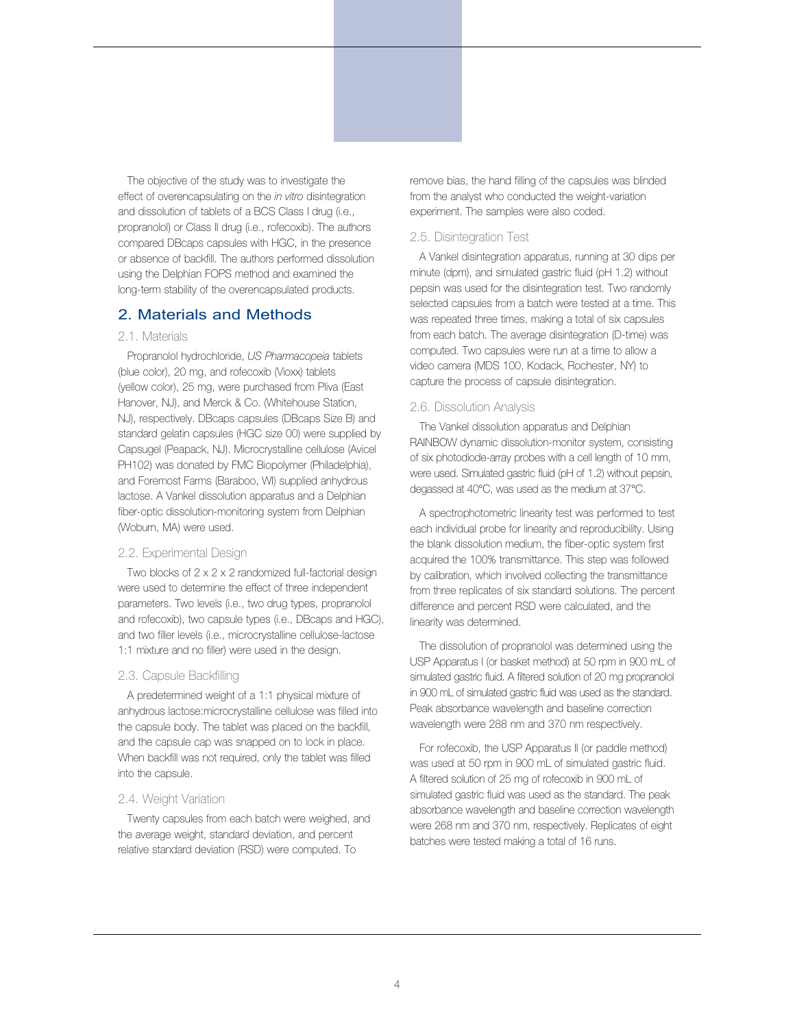The objective of the study was to investigate the effect of overencapsulating on the *in vitro* disintegration and dissolution of tablets of a BCS Class I drug (i.e., propranolol) or Class II drug (i.e., rofecoxib). The authors compared DBcaps capsules with HGC, in the presence or absence of backfill. The authors performed dissolution using the Delphian FOPS method and examined the long-term stability of the overencapsulated products.

## 2. Materials and Methods

### 2.1. Materials

Propranolol hydrochloride, *US Pharmacopeia* tablets (blue color), 20 mg, and rofecoxib (Vioxx) tablets (yellow color), 25 mg, were purchased from Pliva (East Hanover, NJ), and Merck & Co. (Whitehouse Station, NJ), respectively. DBcaps capsules (DBcaps Size B) and standard gelatin capsules (HGC size 00) were supplied by Capsugel (Peapack, NJ). Microcrystalline cellulose (Avicel PH102) was donated by FMC Biopolymer (Philadelphia), and Foremost Farms (Baraboo, WI) supplied anhydrous lactose. A Vankel dissolution apparatus and a Delphian fiber-optic dissolution-monitoring system from Delphian (Woburn, MA) were used.

### 2.2. Experimental Design

Two blocks of 2 x 2 x 2 randomized full-factorial design were used to determine the effect of three independent parameters. Two levels (i.e., two drug types, propranolol and rofecoxib), two capsule types (i.e., DBcaps and HGC), and two filler levels (i.e., microcrystalline cellulose-lactose 1:1 mixture and no filler) were used in the design.

### 2.3. Capsule Backfilling

A predetermined weight of a 1:1 physical mixture of anhydrous lactose:microcrystalline cellulose was filled into the capsule body. The tablet was placed on the backfill, and the capsule cap was snapped on to lock in place. When backfill was not required, only the tablet was filled into the capsule.

### 2.4. Weight Variation

Twenty capsules from each batch were weighed, and the average weight, standard deviation, and percent relative standard deviation (RSD) were computed. To remove bias, the hand filling of the capsules was blinded from the analyst who conducted the weight-variation experiment. The samples were also coded.

### 2.5. Disintegration Test

A Vankel disintegration apparatus, running at 30 dips per minute (dpm), and simulated gastric fluid (pH 1.2) without pepsin was used for the disintegration test. Two randomly selected capsules from a batch were tested at a time. This was repeated three times, making a total of six capsules from each batch. The average disintegration (D-time) was computed. Two capsules were run at a time to allow a video camera (MDS 100, Kodack, Rochester, NY) to capture the process of capsule disintegration.

### 2.6. Dissolution Analysis

The Vankel dissolution apparatus and Delphian RAINBOW dynamic dissolution-monitor system, consisting of six photodiode-array probes with a cell length of 10 mm, were used. Simulated gastric fluid (pH of 1.2) without pepsin, degassed at 40°C, was used as the medium at 37°C.

A spectrophotometric linearity test was performed to test each individual probe for linearity and reproducibility. Using the blank dissolution medium, the fiber-optic system first acquired the 100% transmittance. This step was followed by calibration, which involved collecting the transmittance from three replicates of six standard solutions. The percent difference and percent RSD were calculated, and the linearity was determined.

The dissolution of propranolol was determined using the USP Apparatus I (or basket method) at 50 rpm in 900 mL of simulated gastric fluid. A filtered solution of 20 mg propranolol in 900 mL of simulated gastric fluid was used as the standard. Peak absorbance wavelength and baseline correction wavelength were 288 nm and 370 nm respectively.

For rofecoxib, the USP Apparatus II (or paddle method) was used at 50 rpm in 900 mL of simulated gastric fluid. A filtered solution of 25 mg of rofecoxib in 900 mL of simulated gastric fluid was used as the standard. The peak absorbance wavelength and baseline correction wavelength were 268 nm and 370 nm, respectively. Replicates of eight batches were tested making a total of 16 runs.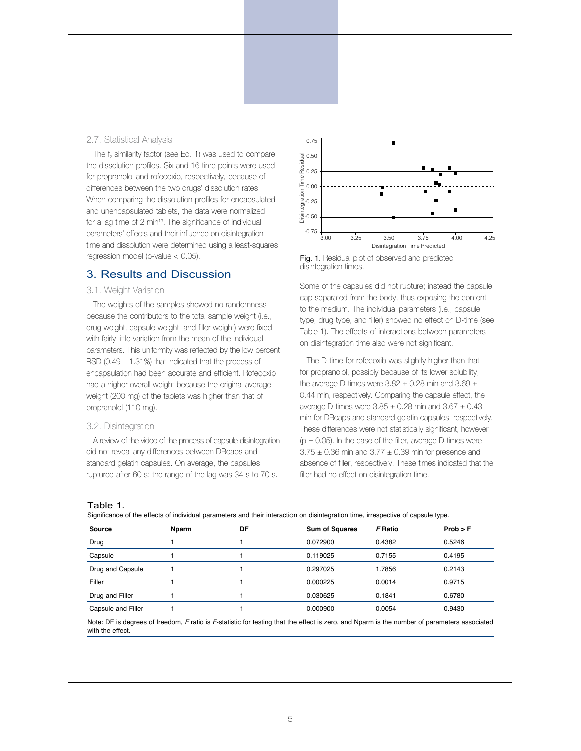### 2.7. Statistical Analysis

The $f_2$ similarity factor (see Eq. 1) was used to compare the dissolution profiles. Six and 16 time points were used for propranolol and rofecoxib, respectively, because of differences between the two drugs' dissolution rates. When comparing the dissolution profiles for encapsulated and unencapsulated tablets, the data were normalized for a lag time of 2 min[13]. The significance of individual parameters' effects and their influence on disintegration time and dissolution were determined using a least-squares regression model (p-value < 0.05).

## 3. Results and Discussion

### 3.1. Weight Variation

The weights of the samples showed no randomness because the contributors to the total sample weight (i.e., drug weight, capsule weight, and filler weight) were fixed with fairly little variation from the mean of the individual parameters. This uniformity was reflected by the low percent RSD (0.49 – 1.31%) that indicated that the process of encapsulation had been accurate and efficient. Rofecoxib had a higher overall weight because the original average weight (200 mg) of the tablets was higher than that of propranolol (110 mg).

### 3.2. Disintegration

A review of the video of the process of capsule disintegration did not reveal any differences between DBcaps and standard gelatin capsules. On average, the capsules ruptured after 60 s; the range of the lag was 34 s to 70 s.

Fig. 1. Residual plot of observed and predicted disintegration times.

Some of the capsules did not rupture; instead the capsule cap separated from the body, thus exposing the content to the medium. The individual parameters (i.e., capsule type, drug type, and filler) showed no effect on D-time (see Table 1). The effects of interactions between parameters on disintegration time also were not significant.

The D-time for rofecoxib was slightly higher than that for propranolol, possibly because of its lower solubility; the average D-times were 3.82 ± 0.28 min and 3.69 ± 0.44 min, respectively. Comparing the capsule effect, the average D-times were 3.85 ± 0.28 min and 3.67 ± 0.43 min for DBcaps and standard gelatin capsules, respectively. These differences were not statistically significant, however ($p = 0.05$). In the case of the filler, average D-times were 3.75 ± 0.36 min and 3.77 ± 0.39 min for presence and absence of filler, respectively. These times indicated that the filler had no effect on disintegration time.

**Table 1.**
Significance of the effects of individual parameters and their interaction on disintegration time, irrespective of capsule type.

| Source | Nparm | DF | Sum of Squares | *F* Ratio | Prob > F |
|---|---|---|---|---|---|
| Drug | 1 | 1 | 0.072900 | 0.4382 | 0.5246 |
| Capsule | 1 | 1 | 0.119025 | 0.7155 | 0.4195 |
| Drug and Capsule | 1 | 1 | 0.297025 | 1.7856 | 0.2143 |
| Filler | 1 | 1 | 0.000225 | 0.0014 | 0.9715 |
| Drug and Filler | 1 | 1 | 0.030625 | 0.1841 | 0.6780 |
| Capsule and Filler | 1 | 1 | 0.000900 | 0.0054 | 0.9430 |

Note: DF is degrees of freedom, *F* ratio is *F*-statistic for testing that the effect is zero, and Nparm is the number of parameters associated with the effect.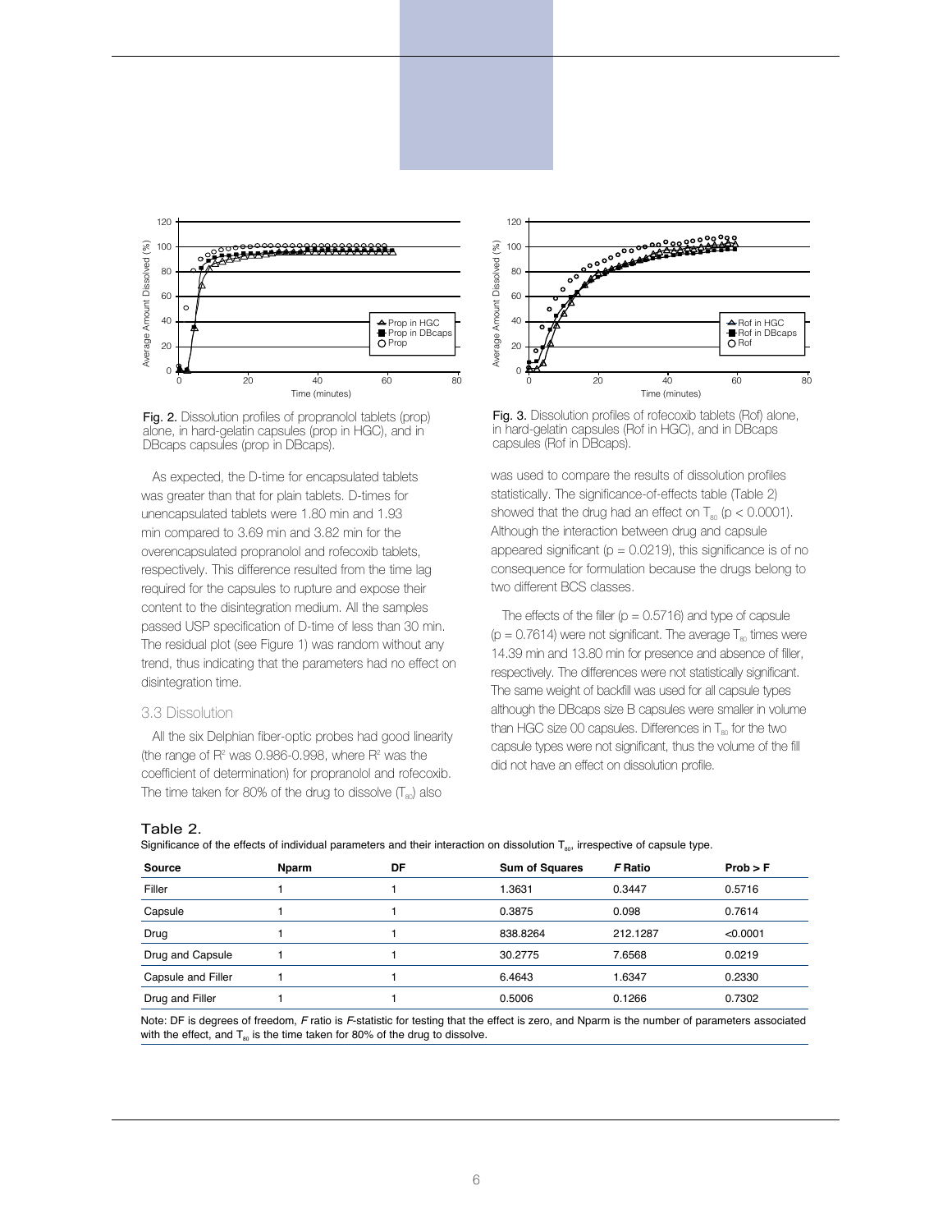Fig. 2. Dissolution profiles of propranolol tablets (prop) alone, in hard-gelatin capsules (prop in HGC), and in DBcaps capsules (prop in DBcaps).

As expected, the D-time for encapsulated tablets was greater than that for plain tablets. D-times for unencapsulated tablets were 1.80 min and 1.93 min compared to 3.69 min and 3.82 min for the overencapsulated propranolol and rofecoxib tablets, respectively. This difference resulted from the time lag required for the capsules to rupture and expose their content to the disintegration medium. All the samples passed USP specification of D-time of less than 30 min. The residual plot (see Figure 1) was random without any trend, thus indicating that the parameters had no effect on disintegration time.

### 3.3 Dissolution

All the six Delphian fiber-optic probes had good linearity (the range of $R^2$ was 0.986-0.998, where $R^2$ was the coefficient of determination) for propranolol and rofecoxib. The time taken for 80% of the drug to dissolve ($T_{80}$) also was used to compare the results of dissolution profiles statistically. The significance-of-effects table (Table 2) showed that the drug had an effect on $T_{80}$ ($p < 0.0001$). Although the interaction between drug and capsule appeared significant ($p = 0.0219$), this significance is of no consequence for formulation because the drugs belong to two different BCS classes.

Fig. 3. Dissolution profiles of rofecoxib tablets (Rof) alone, in hard-gelatin capsules (Rof in HGC), and in DBcaps capsules (Rof in DBcaps).

The effects of the filler ($p = 0.5716$) and type of capsule ($p = 0.7614$) were not significant. The average $T_{80}$ times were 14.39 min and 13.80 min for presence and absence of filler, respectively. The differences were not statistically significant. The same weight of backfill was used for all capsule types although the DBcaps size B capsules were smaller in volume than HGC size 00 capsules. Differences in $T_{80}$ for the two capsule types were not significant, thus the volume of the fill did not have an effect on dissolution profile.

**Table 2.**

Significance of the effects of individual parameters and their interaction on dissolution $T_{80}$, irrespective of capsule type.

| Source | Nparm | DF | Sum of Squares | *F* Ratio | Prob > F |
|---|---|---|---|---|---|
| Filler | 1 | 1 | 1.3631 | 0.3447 | 0.5716 |
| Capsule | 1 | 1 | 0.3875 | 0.098 | 0.7614 |
| Drug | 1 | 1 | 838.8264 | 212.1287 | <0.0001 |
| Drug and Capsule | 1 | 1 | 30.2775 | 7.6568 | 0.0219 |
| Capsule and Filler | 1 | 1 | 6.4643 | 1.6347 | 0.2330 |
| Drug and Filler | 1 | 1 | 0.5006 | 0.1266 | 0.7302 |

Note: DF is degrees of freedom, *F* ratio is *F*-statistic for testing that the effect is zero, and Nparm is the number of parameters associated with the effect, and $T_{80}$ is the time taken for 80% of the drug to dissolve.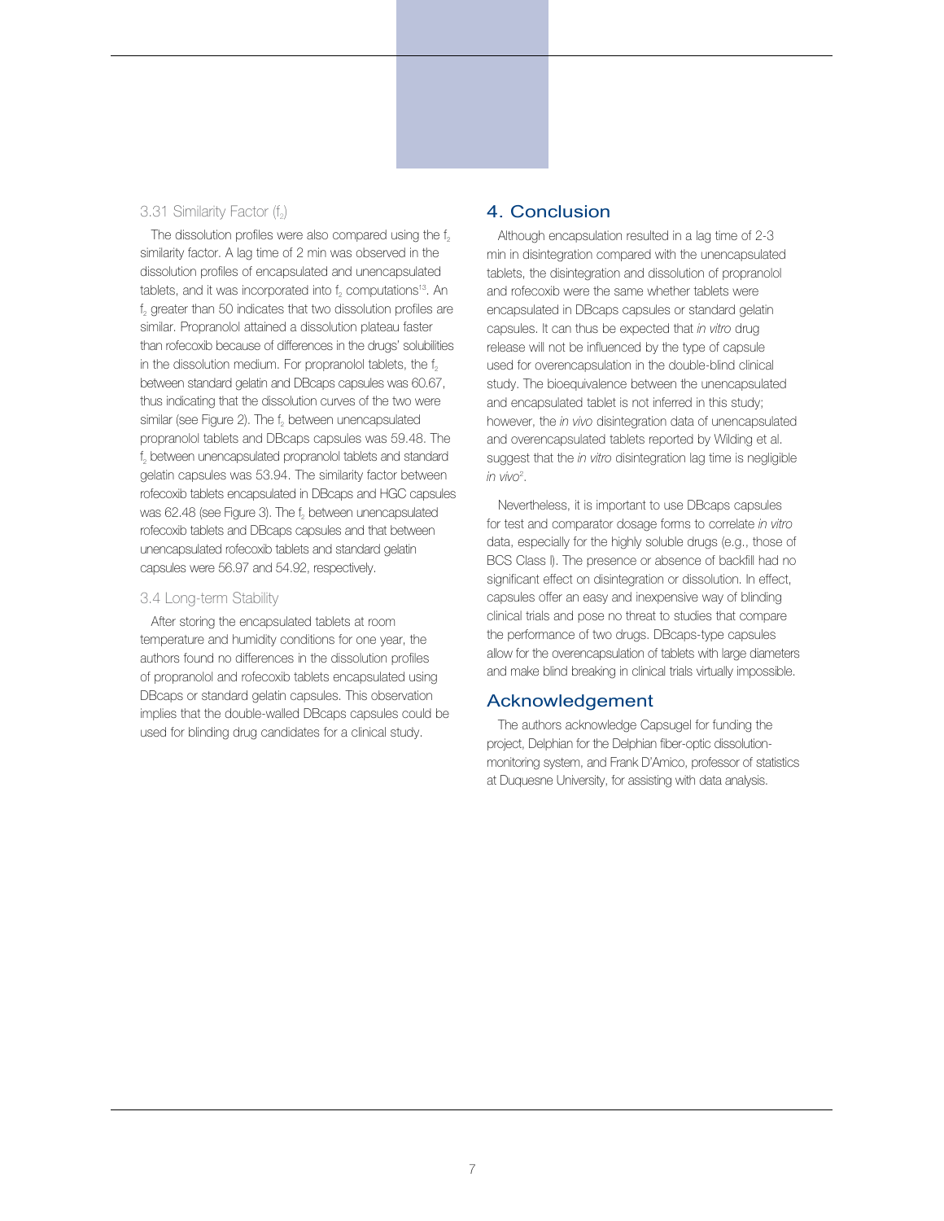### 3.31 Similarity Factor ($f_2$)

The dissolution profiles were also compared using the $f_2$ similarity factor. A lag time of 2 min was observed in the dissolution profiles of encapsulated and unencapsulated tablets, and it was incorporated into $f_2$ computations[13]. An $f_2$ greater than 50 indicates that two dissolution profiles are similar. Propranolol attained a dissolution plateau faster than rofecoxib because of differences in the drugs' solubilities in the dissolution medium. For propranolol tablets, the $f_2$ between standard gelatin and DBcaps capsules was 60.67, thus indicating that the dissolution curves of the two were similar (see Figure 2). The $f_2$ between unencapsulated propranolol tablets and DBcaps capsules was 59.48. The $f_2$ between unencapsulated propranolol tablets and standard gelatin capsules was 53.94. The similarity factor between rofecoxib tablets encapsulated in DBcaps and HGC capsules was 62.48 (see Figure 3). The $f_2$ between unencapsulated rofecoxib tablets and DBcaps capsules and that between unencapsulated rofecoxib tablets and standard gelatin capsules were 56.97 and 54.92, respectively.

### 3.4 Long-term Stability

After storing the encapsulated tablets at room temperature and humidity conditions for one year, the authors found no differences in the dissolution profiles of propranolol and rofecoxib tablets encapsulated using DBcaps or standard gelatin capsules. This observation implies that the double-walled DBcaps capsules could be used for blinding drug candidates for a clinical study.

## 4. Conclusion

Although encapsulation resulted in a lag time of 2-3 min in disintegration compared with the unencapsulated tablets, the disintegration and dissolution of propranolol and rofecoxib were the same whether tablets were encapsulated in DBcaps capsules or standard gelatin capsules. It can thus be expected that *in vitro* drug release will not be influenced by the type of capsule used for overencapsulation in the double-blind clinical study. The bioequivalence between the unencapsulated and encapsulated tablet is not inferred in this study; however, the *in vivo* disintegration data of unencapsulated and overencapsulated tablets reported by Wilding et al. suggest that the *in vitro* disintegration lag time is negligible *in vivo*[2].

Nevertheless, it is important to use DBcaps capsules for test and comparator dosage forms to correlate *in vitro* data, especially for the highly soluble drugs (e.g., those of BCS Class I). The presence or absence of backfill had no significant effect on disintegration or dissolution. In effect, capsules offer an easy and inexpensive way of blinding clinical trials and pose no threat to studies that compare the performance of two drugs. DBcaps-type capsules allow for the overencapsulation of tablets with large diameters and make blind breaking in clinical trials virtually impossible.

## Acknowledgement

The authors acknowledge Capsugel for funding the project, Delphian for the Delphian fiber-optic dissolution-monitoring system, and Frank D'Amico, professor of statistics at Duquesne University, for assisting with data analysis.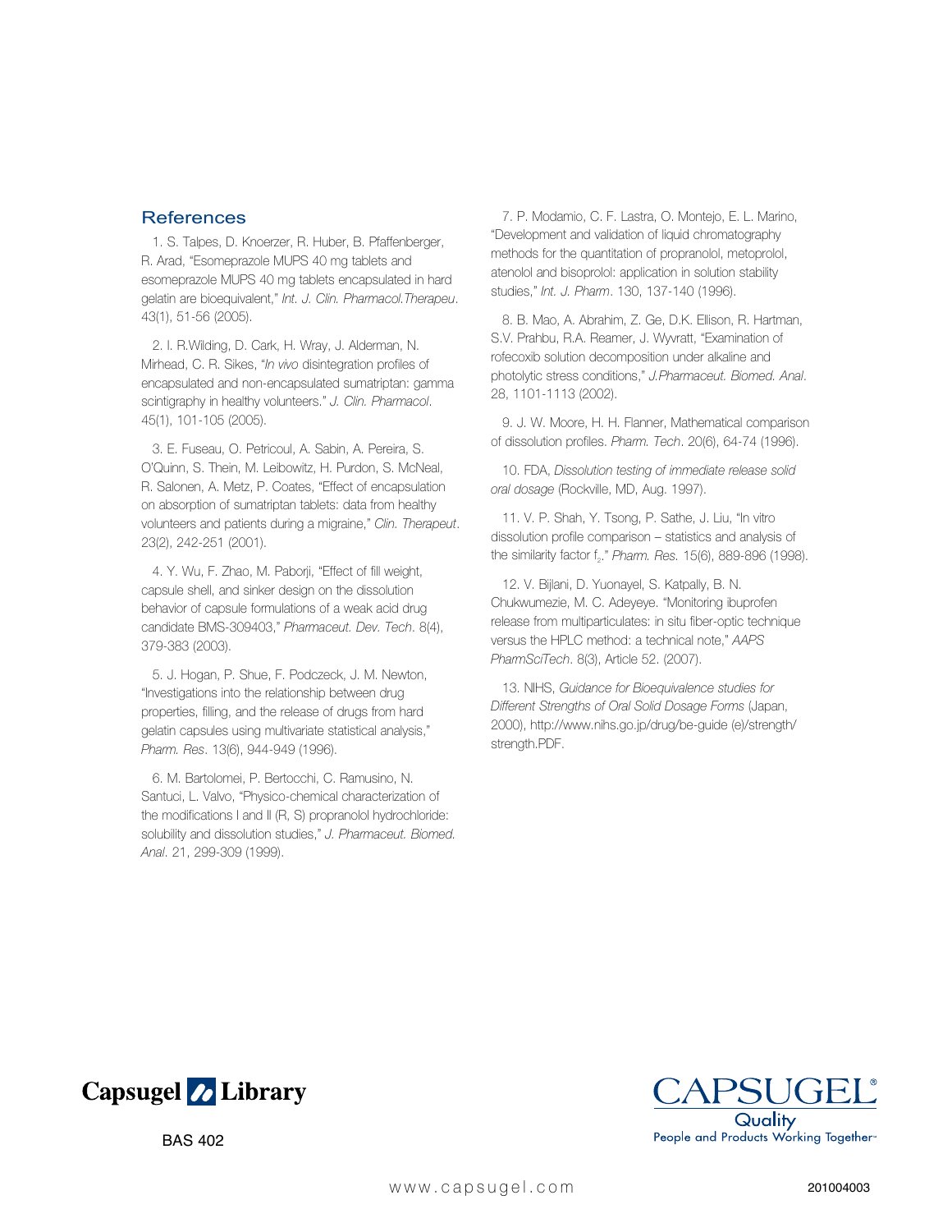## References

1. S. Talpes, D. Knoerzer, R. Huber, B. Pfaffenberger, R. Arad, "Esomeprazole MUPS 40 mg tablets and esomeprazole MUPS 40 mg tablets encapsulated in hard gelatin are bioequivalent," *Int. J. Clin. Pharmacol.Therapeu*. 43(1), 51-56 (2005).

2. I. R.Wilding, D. Cark, H. Wray, J. Alderman, N. Mirhead, C. R. Sikes, "*In vivo* disintegration profiles of encapsulated and non-encapsulated sumatriptan: gamma scintigraphy in healthy volunteers." *J. Clin. Pharmacol*. 45(1), 101-105 (2005).

3. E. Fuseau, O. Petricoul, A. Sabin, A. Pereira, S. O'Quinn, S. Thein, M. Leibowitz, H. Purdon, S. McNeal, R. Salonen, A. Metz, P. Coates, "Effect of encapsulation on absorption of sumatriptan tablets: data from healthy volunteers and patients during a migraine," *Clin. Therapeut*. 23(2), 242-251 (2001).

4. Y. Wu, F. Zhao, M. Paborji, "Effect of fill weight, capsule shell, and sinker design on the dissolution behavior of capsule formulations of a weak acid drug candidate BMS-309403," *Pharmaceut. Dev. Tech*. 8(4), 379-383 (2003).

5. J. Hogan, P. Shue, F. Podczeck, J. M. Newton, "Investigations into the relationship between drug properties, filling, and the release of drugs from hard gelatin capsules using multivariate statistical analysis," *Pharm. Res*. 13(6), 944-949 (1996).

6. M. Bartolomei, P. Bertocchi, C. Ramusino, N. Santuci, L. Valvo, "Physico-chemical characterization of the modifications I and II (R, S) propranolol hydrochloride: solubility and dissolution studies," *J. Pharmaceut. Biomed. Anal*. 21, 299-309 (1999).

7. P. Modamio, C. F. Lastra, O. Montejo, E. L. Marino, "Development and validation of liquid chromatography methods for the quantitation of propranolol, metoprolol, atenolol and bisoprolol: application in solution stability studies," *Int. J. Pharm*. 130, 137-140 (1996).

8. B. Mao, A. Abrahim, Z. Ge, D.K. Ellison, R. Hartman, S.V. Prahbu, R.A. Reamer, J. Wyvratt, "Examination of rofecoxib solution decomposition under alkaline and photolytic stress conditions," *J.Pharmaceut. Biomed. Anal*. 28, 1101-1113 (2002).

9. J. W. Moore, H. H. Flanner, Mathematical comparison of dissolution profiles. *Pharm. Tech*. 20(6), 64-74 (1996).

10. FDA, *Dissolution testing of immediate release solid oral dosage* (Rockville, MD, Aug. 1997).

11. V. P. Shah, Y. Tsong, P. Sathe, J. Liu, "In vitro dissolution profile comparison – statistics and analysis of the similarity factor $f_2$." *Pharm. Res.* 15(6), 889-896 (1998).

12. V. Bijlani, D. Yuonayel, S. Katpally, B. N. Chukwumezie, M. C. Adeyeye. "Monitoring ibuprofen release from multiparticulates: in situ fiber-optic technique versus the HPLC method: a technical note," *AAPS PharmSciTech*. 8(3), Article 52. (2007).

13. NIHS, *Guidance for Bioequivalence studies for Different Strengths of Oral Solid Dosage Forms* (Japan, 2000), http://www.nihs.go.jp/drug/be-guide (e)/strength/strength.PDF.

Capsugel Library

BAS 402

CAPSUGEL®
Quality
People and Products Working Together™

www.capsugel.com

201004003